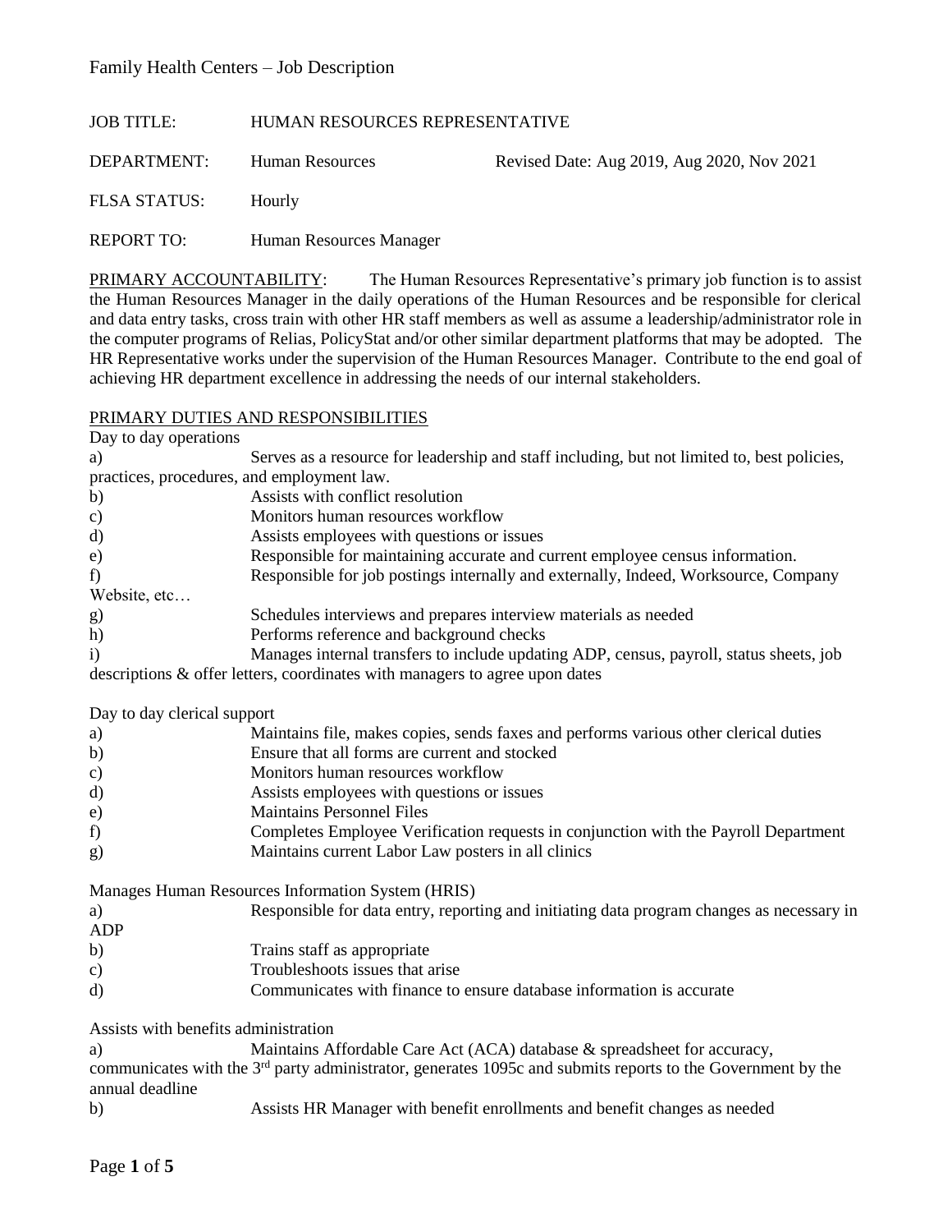Family Health Centers – Job Description

JOB TITLE: HUMAN RESOURCES REPRESENTATIVE

DEPARTMENT: Human Resources — Revised Date: Aug 2019, Aug 2020, Nov 2021

FLSA STATUS: Hourly

REPORT TO: Human Resources Manager

<u>PRIMARY ACCOUNTABILITY</u>: The Human Resources Representative's primary job function is to assist the Human Resources Manager in the daily operations of the Human Resources and be responsible for clerical and data entry tasks, cross train with other HR staff members as well as assume a leadership/administrator role in the computer programs of Relias, PolicyStat and/or other similar department platforms that may be adopted. The HR Representative works under the supervision of the Human Resources Manager. Contribute to the end goal of achieving HR department excellence in addressing the needs of our internal stakeholders.

## <u>PRIMARY DUTIES AND RESPONSIBILITIES</u>

Day to day operations

a) Serves as a resource for leadership and staff including, but not limited to, best policies, practices, procedures, and employment law.
b) Assists with conflict resolution
c) Monitors human resources workflow
d) Assists employees with questions or issues
e) Responsible for maintaining accurate and current employee census information.
f) Responsible for job postings internally and externally, Indeed, Worksource, Company Website, etc…
g) Schedules interviews and prepares interview materials as needed
h) Performs reference and background checks
i) Manages internal transfers to include updating ADP, census, payroll, status sheets, job descriptions & offer letters, coordinates with managers to agree upon dates

Day to day clerical support

a) Maintains file, makes copies, sends faxes and performs various other clerical duties
b) Ensure that all forms are current and stocked
c) Monitors human resources workflow
d) Assists employees with questions or issues
e) Maintains Personnel Files
f) Completes Employee Verification requests in conjunction with the Payroll Department
g) Maintains current Labor Law posters in all clinics

Manages Human Resources Information System (HRIS)

a) Responsible for data entry, reporting and initiating data program changes as necessary in ADP
b) Trains staff as appropriate
c) Troubleshoots issues that arise
d) Communicates with finance to ensure database information is accurate

Assists with benefits administration

a) Maintains Affordable Care Act (ACA) database & spreadsheet for accuracy, communicates with the 3rd party administrator, generates 1095c and submits reports to the Government by the annual deadline
b) Assists HR Manager with benefit enrollments and benefit changes as needed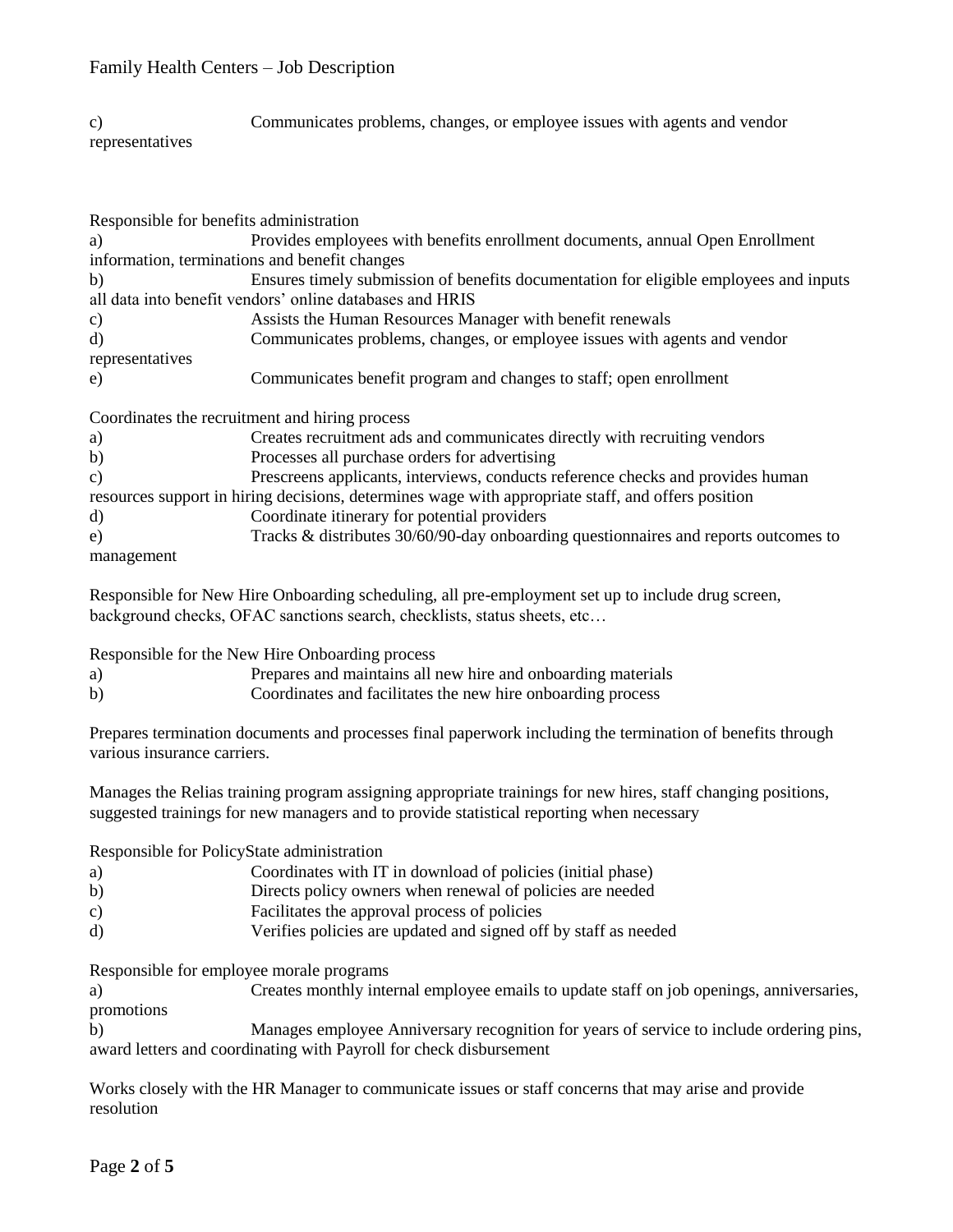c) Communicates problems, changes, or employee issues with agents and vendor representatives

Responsible for benefits administration

a) Provides employees with benefits enrollment documents, annual Open Enrollment information, terminations and benefit changes
b) Ensures timely submission of benefits documentation for eligible employees and inputs all data into benefit vendors' online databases and HRIS
c) Assists the Human Resources Manager with benefit renewals
d) Communicates problems, changes, or employee issues with agents and vendor representatives
e) Communicates benefit program and changes to staff; open enrollment

Coordinates the recruitment and hiring process

a) Creates recruitment ads and communicates directly with recruiting vendors
b) Processes all purchase orders for advertising
c) Prescreens applicants, interviews, conducts reference checks and provides human resources support in hiring decisions, determines wage with appropriate staff, and offers position
d) Coordinate itinerary for potential providers
e) Tracks & distributes 30/60/90-day onboarding questionnaires and reports outcomes to management

Responsible for New Hire Onboarding scheduling, all pre-employment set up to include drug screen, background checks, OFAC sanctions search, checklists, status sheets, etc…

Responsible for the New Hire Onboarding process

a) Prepares and maintains all new hire and onboarding materials
b) Coordinates and facilitates the new hire onboarding process

Prepares termination documents and processes final paperwork including the termination of benefits through various insurance carriers.

Manages the Relias training program assigning appropriate trainings for new hires, staff changing positions, suggested trainings for new managers and to provide statistical reporting when necessary

Responsible for PolicyState administration

a) Coordinates with IT in download of policies (initial phase)
b) Directs policy owners when renewal of policies are needed
c) Facilitates the approval process of policies
d) Verifies policies are updated and signed off by staff as needed

Responsible for employee morale programs

a) Creates monthly internal employee emails to update staff on job openings, anniversaries, promotions
b) Manages employee Anniversary recognition for years of service to include ordering pins, award letters and coordinating with Payroll for check disbursement

Works closely with the HR Manager to communicate issues or staff concerns that may arise and provide resolution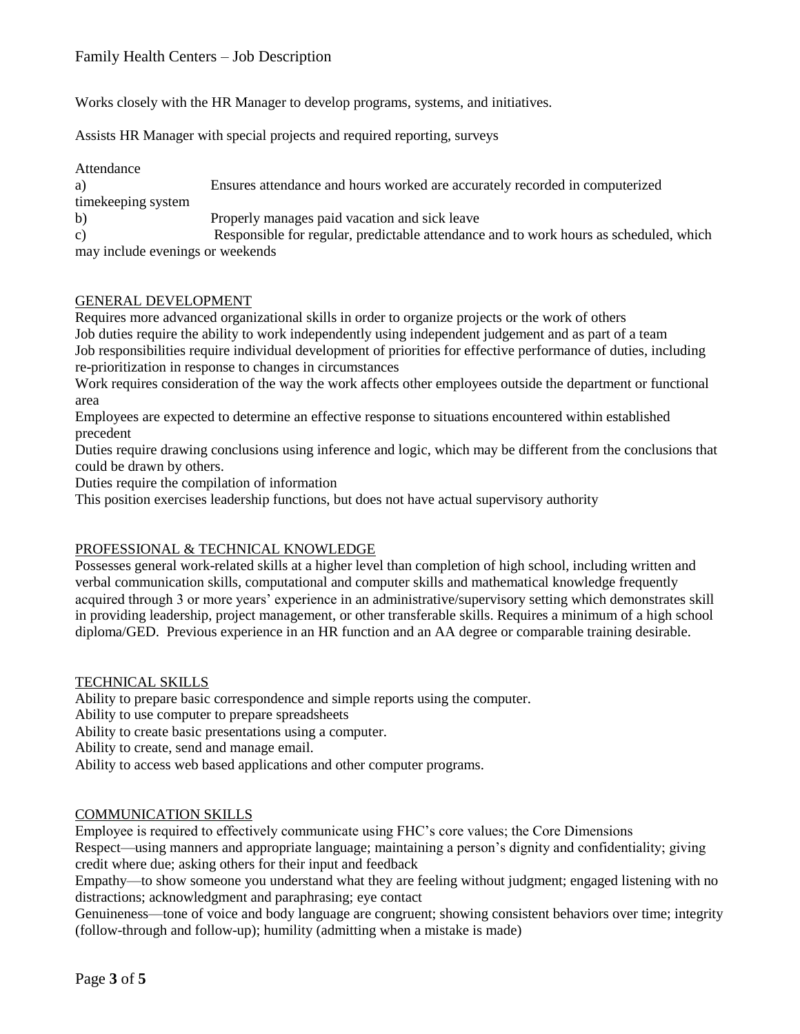Works closely with the HR Manager to develop programs, systems, and initiatives.

Assists HR Manager with special projects and required reporting, surveys

Attendance

a) Ensures attendance and hours worked are accurately recorded in computerized timekeeping system

b) Properly manages paid vacation and sick leave

c) Responsible for regular, predictable attendance and to work hours as scheduled, which may include evenings or weekends

## GENERAL DEVELOPMENT

Requires more advanced organizational skills in order to organize projects or the work of others

Job duties require the ability to work independently using independent judgement and as part of a team

Job responsibilities require individual development of priorities for effective performance of duties, including re-prioritization in response to changes in circumstances

Work requires consideration of the way the work affects other employees outside the department or functional area

Employees are expected to determine an effective response to situations encountered within established precedent

Duties require drawing conclusions using inference and logic, which may be different from the conclusions that could be drawn by others.

Duties require the compilation of information

This position exercises leadership functions, but does not have actual supervisory authority

## PROFESSIONAL & TECHNICAL KNOWLEDGE

Possesses general work-related skills at a higher level than completion of high school, including written and verbal communication skills, computational and computer skills and mathematical knowledge frequently acquired through 3 or more years' experience in an administrative/supervisory setting which demonstrates skill in providing leadership, project management, or other transferable skills. Requires a minimum of a high school diploma/GED. Previous experience in an HR function and an AA degree or comparable training desirable.

## TECHNICAL SKILLS

Ability to prepare basic correspondence and simple reports using the computer.

Ability to use computer to prepare spreadsheets

Ability to create basic presentations using a computer.

Ability to create, send and manage email.

Ability to access web based applications and other computer programs.

## COMMUNICATION SKILLS

Employee is required to effectively communicate using FHC's core values; the Core Dimensions

Respect—using manners and appropriate language; maintaining a person's dignity and confidentiality; giving credit where due; asking others for their input and feedback

Empathy—to show someone you understand what they are feeling without judgment; engaged listening with no distractions; acknowledgment and paraphrasing; eye contact

Genuineness—tone of voice and body language are congruent; showing consistent behaviors over time; integrity (follow-through and follow-up); humility (admitting when a mistake is made)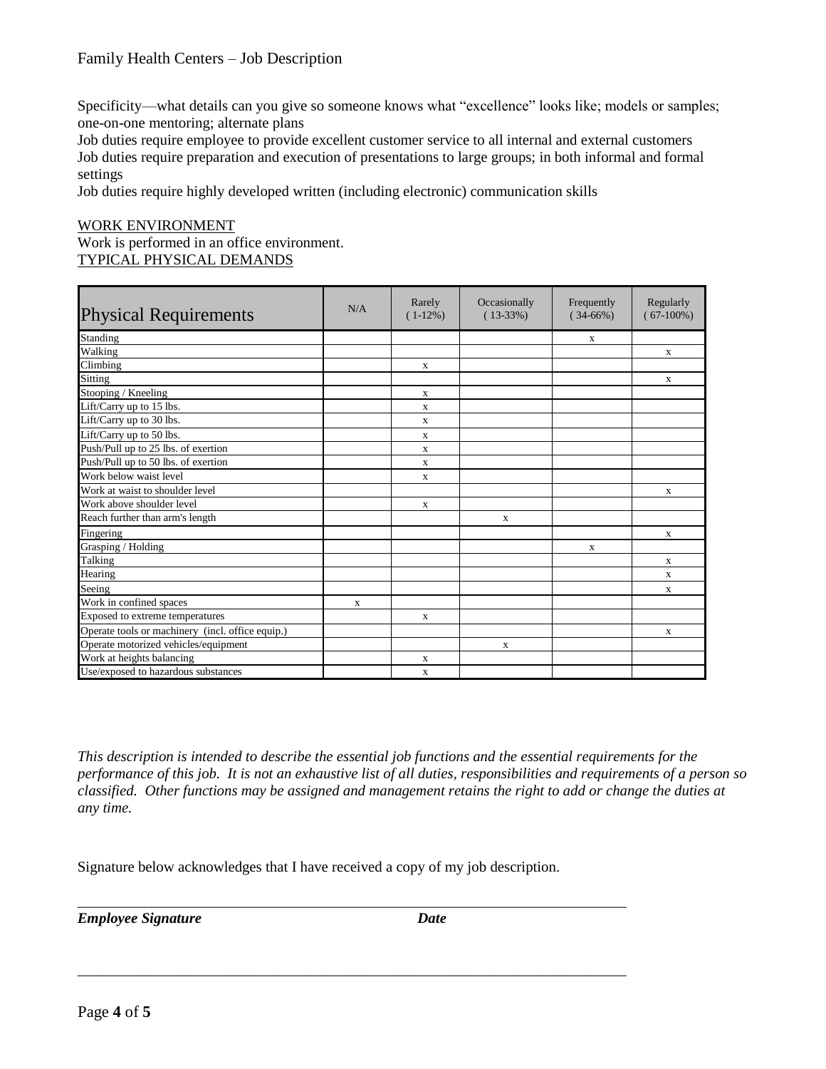Specificity—what details can you give so someone knows what "excellence" looks like; models or samples; one-on-one mentoring; alternate plans

Job duties require employee to provide excellent customer service to all internal and external customers

Job duties require preparation and execution of presentations to large groups; in both informal and formal settings

Job duties require highly developed written (including electronic) communication skills

<u>WORK ENVIRONMENT</u>

Work is performed in an office environment.

<u>TYPICAL PHYSICAL DEMANDS</u>

| Physical Requirements | N/A | Rarely (1-12%) | Occasionally (13-33%) | Frequently (34-66%) | Regularly (67-100%) |
|---|---|---|---|---|---|
| Standing | | | | x | |
| Walking | | | | | x |
| Climbing | | x | | | |
| Sitting | | | | | x |
| Stooping / Kneeling | | x | | | |
| Lift/Carry up to 15 lbs. | | x | | | |
| Lift/Carry up to 30 lbs. | | x | | | |
| Lift/Carry up to 50 lbs. | | x | | | |
| Push/Pull up to 25 lbs. of exertion | | x | | | |
| Push/Pull up to 50 lbs. of exertion | | x | | | |
| Work below waist level | | x | | | |
| Work at waist to shoulder level | | | | | x |
| Work above shoulder level | | x | | | |
| Reach further than arm's length | | | x | | |
| Fingering | | | | | x |
| Grasping / Holding | | | | x | |
| Talking | | | | | x |
| Hearing | | | | | x |
| Seeing | | | | | x |
| Work in confined spaces | x | | | | |
| Exposed to extreme temperatures | | x | | | |
| Operate tools or machinery (incl. office equip.) | | | | | x |
| Operate motorized vehicles/equipment | | | x | | |
| Work at heights balancing | | x | | | |
| Use/exposed to hazardous substances | | x | | | |

*This description is intended to describe the essential job functions and the essential requirements for the performance of this job. It is not an exhaustive list of all duties, responsibilities and requirements of a person so classified. Other functions may be assigned and management retains the right to add or change the duties at any time.*

Signature below acknowledges that I have received a copy of my job description.

\_\_\_\_\_\_\_\_\_\_\_\_\_\_\_\_\_\_\_\_\_\_\_\_\_\_\_\_\_\_\_\_\_\_\_\_\_\_\_\_\_\_\_\_\_\_\_\_\_\_\_\_\_\_\_\_\_\_\_\_\_\_\_\_\_\_\_\_\_\_\_\_

***Employee Signature*** ***Date***

\_\_\_\_\_\_\_\_\_\_\_\_\_\_\_\_\_\_\_\_\_\_\_\_\_\_\_\_\_\_\_\_\_\_\_\_\_\_\_\_\_\_\_\_\_\_\_\_\_\_\_\_\_\_\_\_\_\_\_\_\_\_\_\_\_\_\_\_\_\_\_\_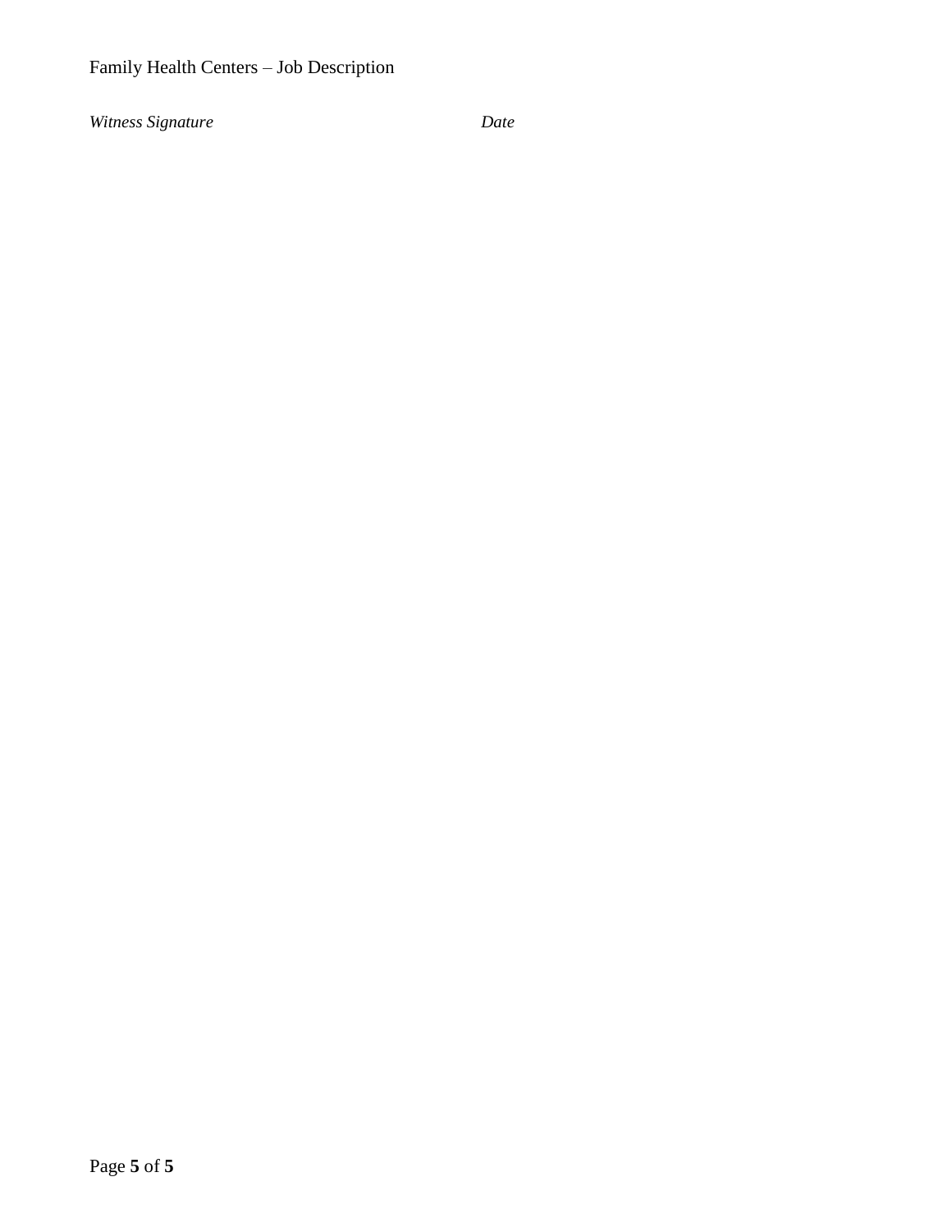*Witness Signature* *Date*